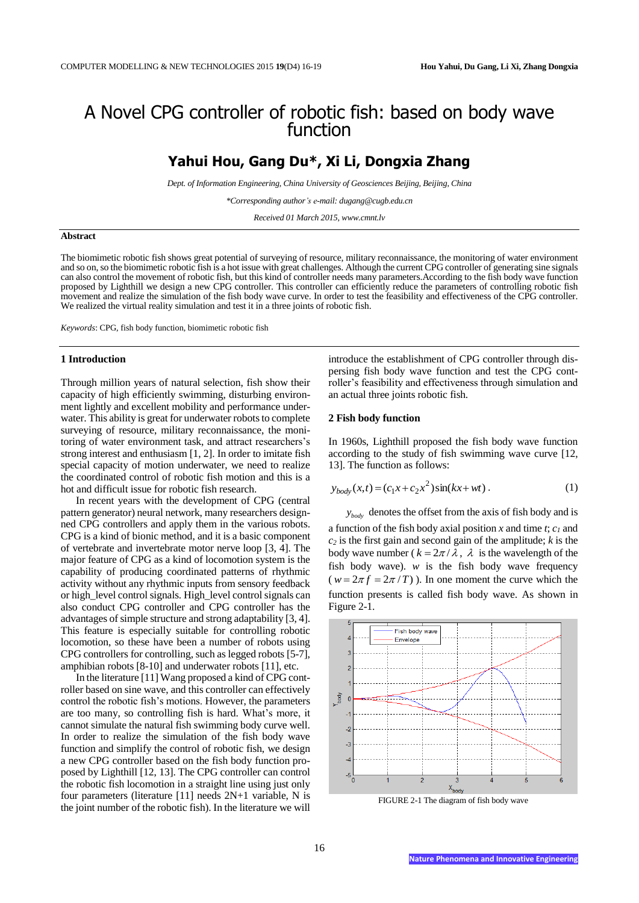# A Novel CPG controller of robotic fish: based on body wave function

**Yahui Hou, Gang Du\*, Xi Li, Dongxia Zhang**

*Dept. of Information Engineering, China University of Geosciences Beijing, Beijing, China*

*\*Corresponding author's e-mail: dugang@cugb.edu.cn*

*Received 01 March 2015, www.cmnt.lv*

**Abstract**

The biomimetic robotic fish shows great potential of surveying of resource, military reconnaissance, the monitoring of water environment and so on, so the biomimetic robotic fish is a hot issue with great challenges. Although the current CPG controller of generating sine signals can also control the movement of robotic fish, but this kind of controller needs many parameters.According to the fish body wave function proposed by Lighthill we design a new CPG controller. This controller can efficiently reduce the parameters of controlling robotic fish movement and realize the simulation of the fish body wave curve. In order to test the feasibility and effectiveness of the CPG controller. We realized the virtual reality simulation and test it in a three joints of robotic fish.

*Keywords*: CPG, fish body function, biomimetic robotic fish

## 1 Introduction

Through million years of natural selection, fish show their capacity of high efficiently swimming, disturbing environment lightly and excellent mobility and performance underwater. This ability is great for underwater robots to complete surveying of resource, military reconnaissance, the monitoring of water environment task, and attract researchers's strong interest and enthusiasm [1, 2]. In order to imitate fish special capacity of motion underwater, we need to realize the coordinated control of robotic fish motion and this is a hot and difficult issue for robotic fish research.

In recent years with the development of CPG (central pattern generator) neural network, many researchers designned CPG controllers and apply them in the various robots. CPG is a kind of bionic method, and it is a basic component of vertebrate and invertebrate motor nerve loop [3, 4]. The major feature of CPG as a kind of locomotion system is the capability of producing coordinated patterns of rhythmic activity without any rhythmic inputs from sensory feedback or high_level control signals. High_level control signals can also conduct CPG controller and CPG controller has the advantages of simple structure and strong adaptability [3, 4]. This feature is especially suitable for controlling robotic locomotion, so these have been a number of robots using CPG controllers for controlling, such as legged robots [5-7], amphibian robots [8-10] and underwater robots [11], etc.

In the literature [11] Wang proposed a kind of CPG controller based on sine wave, and this controller can effectively control the robotic fish's motions. However, the parameters are too many, so controlling fish is hard. What's more, it cannot simulate the natural fish swimming body curve well. In order to realize the simulation of the fish body wave function and simplify the control of robotic fish, we design a new CPG controller based on the fish body function proposed by Lighthill [12, 13]. The CPG controller can control the robotic fish locomotion in a straight line using just only four parameters (literature [11] needs 2N+1 variable, N is the joint number of the robotic fish). In the literature we will introduce the establishment of CPG controller through dispersing fish body wave function and test the CPG controller's feasibility and effectiveness through simulation and an actual three joints robotic fish.

## 2 Fish body function

In 1960s, Lighthill proposed the fish body wave function according to the study of fish swimming wave curve [12, 13]. The function as follows:

$$y_{body}(x,t) = (c_1 x + c_2 x^2)\sin(kx + wt)\,. \qquad (1)$$

$y_{body}$ denotes the offset from the axis of fish body and is a function of the fish body axial position $x$ and time $t$; $c_1$ and $c_2$ is the first gain and second gain of the amplitude; $k$ is the body wave number ($k = 2\pi/\lambda$, $\lambda$ is the wavelength of the fish body wave). $w$ is the fish body wave frequency ($w = 2\pi f = 2\pi/T$)). In one moment the curve which the function presents is called fish body wave. As shown in Figure 2-1.

FIGURE 2-1 The diagram of fish body wave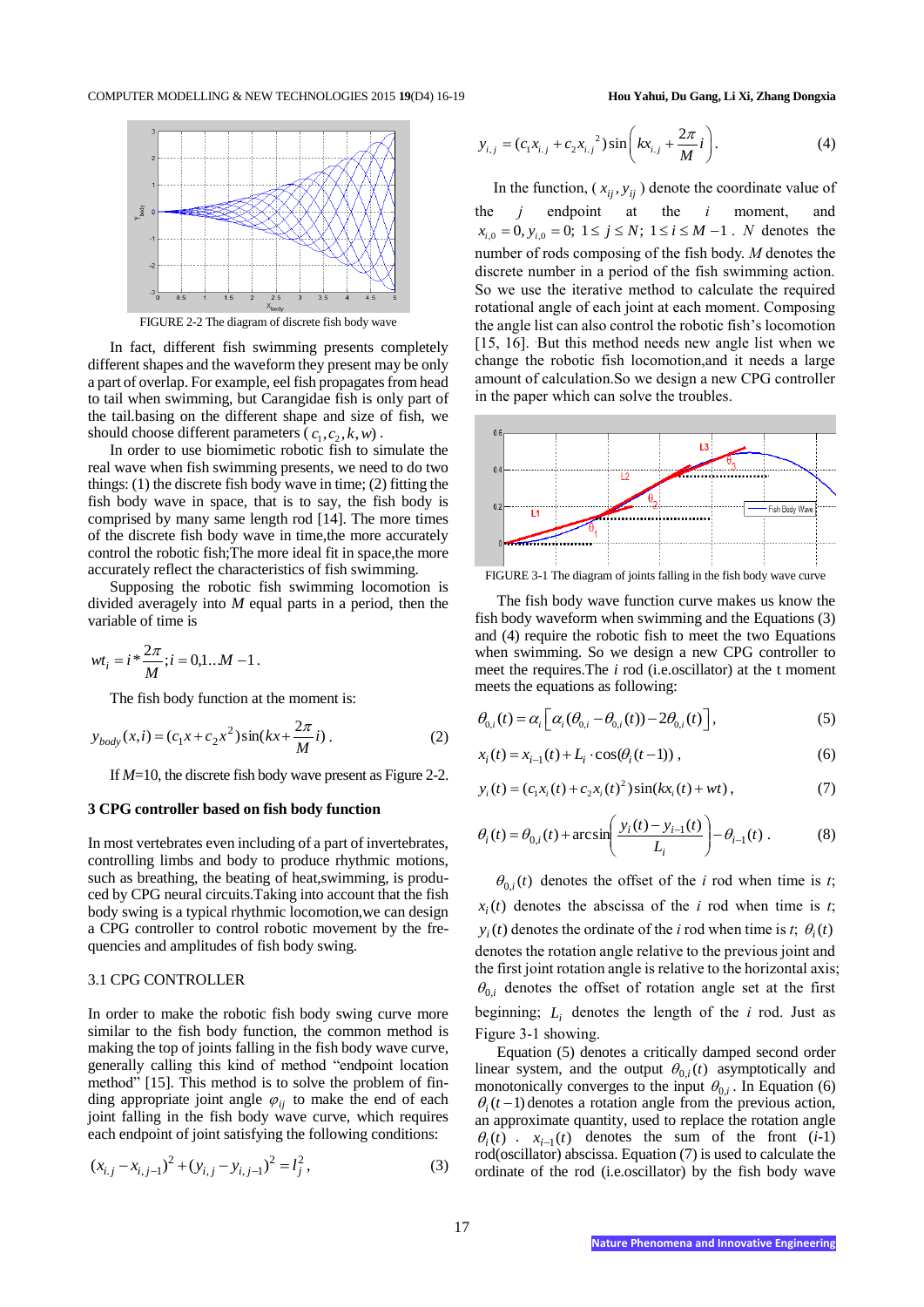FIGURE 2-2 The diagram of discrete fish body wave

In fact, different fish swimming presents completely different shapes and the waveform they present may be only a part of overlap. For example, eel fish propagates from head to tail when swimming, but Carangidae fish is only part of the tail.basing on the different shape and size of fish, we should choose different parameters ( $c_1, c_2, k, w$ ) .

In order to use biomimetic robotic fish to simulate the real wave when fish swimming presents, we need to do two things: (1) the discrete fish body wave in time; (2) fitting the fish body wave in space, that is to say, the fish body is comprised by many same length rod [14]. The more times of the discrete fish body wave in time,the more accurately control the robotic fish;The more ideal fit in space,the more accurately reflect the characteristics of fish swimming.

Supposing the robotic fish swimming locomotion is divided averagely into $M$ equal parts in a period, then the variable of time is

$$wt_i = i * \frac{2\pi}{M}; i = 0,1..M-1 .$$

The fish body function at the moment is:

$$y_{body}(x,i) = (c_1 x + c_2 x^2)\sin(kx + \frac{2\pi}{M} i) . \quad (2)$$

If $M$=10, the discrete fish body wave present as Figure 2-2.

## 3 CPG controller based on fish body function

In most vertebrates even including of a part of invertebrates, controlling limbs and body to produce rhythmic motions, such as breathing, the beating of heat,swimming, is produced by CPG neural circuits.Taking into account that the fish body swing is a typical rhythmic locomotion,we can design a CPG controller to control robotic movement by the frequencies and amplitudes of fish body swing.

### 3.1 CPG CONTROLLER

In order to make the robotic fish body swing curve more similar to the fish body function, the common method is making the top of joints falling in the fish body wave curve, generally calling this kind of method "endpoint location method" [15]. This method is to solve the problem of finding appropriate joint angle $\varphi_{ij}$ to make the end of each joint falling in the fish body wave curve, which requires each endpoint of joint satisfying the following conditions:

$$(x_{i,j} - x_{i,j-1})^2 + (y_{i,j} - y_{i,j-1})^2 = l_j^2 , \quad (3)$$

$$y_{i,j} = (c_1 x_{i,j} + c_2 x_{i,j}^{\ 2})\sin\left(k x_{i,j} + \frac{2\pi}{M} i\right). \quad (4)$$

In the function, ( $x_{ij}, y_{ij}$ ) denote the coordinate value of the $j$ endpoint at the $i$ moment, and $x_{i,0} = 0, y_{i,0} = 0$; $1 \le j \le N$; $1 \le i \le M-1$ . $N$ denotes the number of rods composing of the fish body. $M$ denotes the discrete number in a period of the fish swimming action. So we use the iterative method to calculate the required rotational angle of each joint at each moment. Composing the angle list can also control the robotic fish's locomotion [15, 16]. But this method needs new angle list when we change the robotic fish locomotion,and it needs a large amount of calculation.So we design a new CPG controller in the paper which can solve the troubles.

FIGURE 3-1 The diagram of joints falling in the fish body wave curve

The fish body wave function curve makes us know the fish body waveform when swimming and the Equations (3) and (4) require the robotic fish to meet the two Equations when swimming. So we design a new CPG controller to meet the requires.The $i$ rod (i.e.oscillator) at the t moment meets the equations as following:

$$\theta_{0,i}(t) = \alpha_i\left[\alpha_i(\theta_{0,i} - \theta_{0,i}(t)) - 2\theta_{0,i}(t)\right], \quad (5)$$

$$x_i(t) = x_{i-1}(t) + L_i \cdot \cos(\theta_i(t-1)) , \quad (6)$$

$$y_i(t) = (c_1 x_i(t) + c_2 x_i(t)^2)\sin(k x_i(t) + wt) , \quad (7)$$

$$\theta_i(t) = \theta_{0,i}(t) + \arcsin\left(\frac{y_i(t) - y_{i-1}(t)}{L_i}\right) - \theta_{i-1}(t) . \quad (8)$$

$\theta_{0,i}(t)$ denotes the offset of the $i$ rod when time is $t$; $x_i(t)$ denotes the abscissa of the $i$ rod when time is $t$; $y_i(t)$ denotes the ordinate of the $i$ rod when time is $t$; $\theta_i(t)$ denotes the rotation angle relative to the previous joint and the first joint rotation angle is relative to the horizontal axis; $\theta_{0,i}$ denotes the offset of rotation angle set at the first beginning; $L_i$ denotes the length of the $i$ rod. Just as Figure 3-1 showing.

Equation (5) denotes a critically damped second order linear system, and the output $\theta_{0,i}(t)$ asymptotically and monotonically converges to the input $\theta_{0,i}$ . In Equation (6) $\theta_i(t-1)$ denotes a rotation angle from the previous action, an approximate quantity, used to replace the rotation angle $\theta_i(t)$ . $x_{i-1}(t)$ denotes the sum of the front ($i$-1) rod(oscillator) abscissa. Equation (7) is used to calculate the ordinate of the rod (i.e.oscillator) by the fish body wave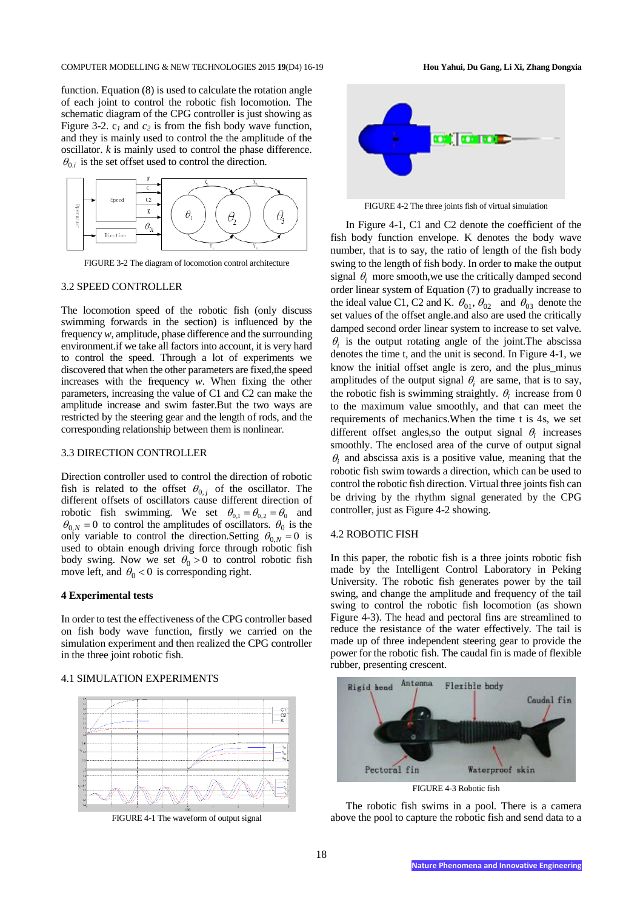function. Equation (8) is used to calculate the rotation angle of each joint to control the robotic fish locomotion. The schematic diagram of the CPG controller is just showing as Figure 3-2. $c_1$ and $c_2$ is from the fish body wave function, and they is mainly used to control the the amplitude of the oscillator. *k* is mainly used to control the phase difference. $\theta_{0,i}$ is the set offset used to control the direction.

FIGURE 3-2 The diagram of locomotion control architecture

### 3.2 SPEED CONTROLLER

The locomotion speed of the robotic fish (only discuss swimming forwards in the section) is influenced by the frequency *w*, amplitude, phase difference and the surrounding environment.if we take all factors into account, it is very hard to control the speed. Through a lot of experiments we discovered that when the other parameters are fixed,the speed increases with the frequency *w*. When fixing the other parameters, increasing the value of C1 and C2 can make the amplitude increase and swim faster.But the two ways are restricted by the steering gear and the length of rods, and the corresponding relationship between them is nonlinear.

### 3.3 DIRECTION CONTROLLER

Direction controller used to control the direction of robotic fish is related to the offset $\theta_{0,j}$ of the oscillator. The different offsets of oscillators cause different direction of robotic fish swimming. We set $\theta_{0,1} = \theta_{0,2} = \theta_0$ and $\theta_{0,N} = 0$ to control the amplitudes of oscillators. $\theta_0$ is the only variable to control the direction.Setting $\theta_{0,N} = 0$ is used to obtain enough driving force through robotic fish body swing. Now we set $\theta_0 > 0$ to control robotic fish move left, and $\theta_0 < 0$ is corresponding right.

## 4 Experimental tests

In order to test the effectiveness of the CPG controller based on fish body wave function, firstly we carried on the simulation experiment and then realized the CPG controller in the three joint robotic fish.

### 4.1 SIMULATION EXPERIMENTS

FIGURE 4-1 The waveform of output signal

FIGURE 4-2 The three joints fish of virtual simulation

In Figure 4-1, C1 and C2 denote the coefficient of the fish body function envelope. K denotes the body wave number, that is to say, the ratio of length of the fish body swing to the length of fish body. In order to make the output signal $\theta_i$ more smooth,we use the critically damped second order linear system of Equation (7) to gradually increase to the ideal value C1, C2 and K. $\theta_{01}$, $\theta_{02}$ and $\theta_{03}$ denote the set values of the offset angle.and also are used the critically damped second order linear system to increase to set valve. $\theta_i$ is the output rotating angle of the joint.The abscissa denotes the time t, and the unit is second. In Figure 4-1, we know the initial offset angle is zero, and the plus_minus amplitudes of the output signal $\theta_i$ are same, that is to say, the robotic fish is swimming straightly. $\theta_i$ increase from 0 to the maximum value smoothly, and that can meet the requirements of mechanics.When the time t is 4s, we set different offset angles,so the output signal $\theta_i$ increases smoothly. The enclosed area of the curve of output signal $\theta_i$ and abscissa axis is a positive value, meaning that the robotic fish swim towards a direction, which can be used to control the robotic fish direction. Virtual three joints fish can be driving by the rhythm signal generated by the CPG controller, just as Figure 4-2 showing.

### 4.2 ROBOTIC FISH

In this paper, the robotic fish is a three joints robotic fish made by the Intelligent Control Laboratory in Peking University. The robotic fish generates power by the tail swing, and change the amplitude and frequency of the tail swing to control the robotic fish locomotion (as shown Figure 4-3). The head and pectoral fins are streamlined to reduce the resistance of the water effectively. The tail is made up of three independent steering gear to provide the power for the robotic fish. The caudal fin is made of flexible rubber, presenting crescent.

FIGURE 4-3 Robotic fish

The robotic fish swims in a pool. There is a camera above the pool to capture the robotic fish and send data to a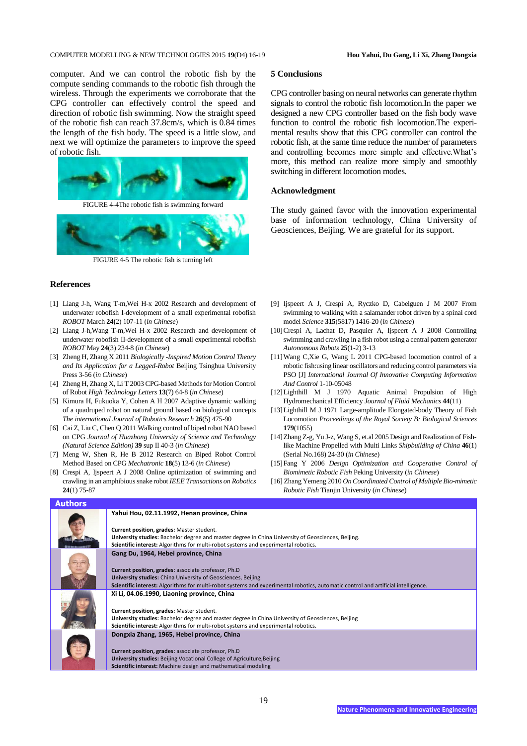computer. And we can control the robotic fish by the compute sending commands to the robotic fish through the wireless. Through the experiments we corroborate that the CPG controller can effectively control the speed and direction of robotic fish swimming. Now the straight speed of the robotic fish can reach 37.8cm/s, which is 0.84 times the length of the fish body. The speed is a little slow, and next we will optimize the parameters to improve the speed of robotic fish.

FIGURE 4-4The robotic fish is swimming forward

FIGURE 4-5 The robotic fish is turning left

## 5 Conclusions

CPG controller basing on neural networks can generate rhythm signals to control the robotic fish locomotion.In the paper we designed a new CPG controller based on the fish body wave function to control the robotic fish locomotion.The experimental results show that this CPG controller can control the robotic fish, at the same time reduce the number of parameters and controlling becomes more simple and effective.What's more, this method can realize more simply and smoothly switching in different locomotion modes.

## Acknowledgment

The study gained favor with the innovation experimental base of information technology, China University of Geosciences, Beijing. We are grateful for its support.

## References

[1] Liang J-h, Wang T-m,Wei H-x 2002 Research and development of underwater robofish I-development of a small experimental robofish *ROBOT* March **24**(2) 107-11 (*in Chinese*)

[2] Liang J-h,Wang T-m,Wei H-x 2002 Research and development of underwater robofish II-development of a small experimental robofish *ROBOT* May **24**(3) 234-8 (*in Chinese*)

[3] Zheng H, Zhang X 2011 *Biologically -Inspired Motion Control Theory and Its Application for a Legged-Robot* Beijing Tsinghua University Press 3-56 (*in Chinese*)

[4] Zheng H, Zhang X, Li T 2003 CPG-based Methods for Motion Control of Robot *High Technology Letters* **13**(7) 64-8 (*in Chinese*)

[5] Kimura H, Fukuoka Y, Cohen A H 2007 Adaptive dynamic walking of a quadruped robot on natural ground based on biological concepts *The international Journal of Robotics Research* **26**(5) 475-90

[6] Cai Z, Liu C, Chen Q 2011 Walking control of biped robot NAO based on CPG *Journal of Huazhong University of Science and Technology (Natural Science Edition)* **39** sup II 40-3 (*in Chinese*)

[7] Meng W, Shen R, He B 2012 Research on Biped Robot Control Method Based on CPG *Mechatronic* **18**(5) 13-6 (*in Chinese*)

[8] Crespi A, Ijspeert A J 2008 Online optimization of swimming and crawling in an amphibious snake robot *IEEE Transactions on Robotics* **24**(1) 75-87

[9] Ijspeert A J, Crespi A, Ryczko D, Cabelguen J M 2007 From swimming to walking with a salamander robot driven by a spinal cord model *Science* **315**(5817) 1416-20 (*in Chinese*)

[10] Crespi A, Lachat D, Pasquier A, Ijspeert A J 2008 Controlling swimming and crawling in a fish robot using a central pattern generator *Autonomous Robots* **25**(1-2) 3-13

[11] Wang C,Xie G, Wang L 2011 CPG-based locomotion control of a robotic fish:using linear oscillators and reducing control parameters via PSO [J] *International Journal Of Innovative Computing Information And Control* 1-10-05048

[12] Lighthill M J 1970 Aquatic Animal Propulsion of High Hydromechanical Efficiency *Journal of Fluid Mechanics* **44**(11)

[13] Lighthill M J 1971 Large-amplitude Elongated-body Theory of Fish Locomotion *Proceedings of the Royal Society B: Biological Sciences* **179**(1055)

[14] Zhang Z-g, Yu J-z, Wang S, et.al 2005 Design and Realization of Fish-like Machine Propelled with Multi Links *Shipbuilding of China* **46**(1) (Serial No.168) 24-30 (*in Chinese*)

[15] Fang Y 2006 *Design Optimization and Cooperative Control of Biomimetic Robotic Fish* Peking University (*in Chinese*)

[16] Zhang Yemeng 2010 *On Coordinated Control of Multiple Bio-mimetic Robotic Fish* Tianjin University (*in Chinese*)

## Authors

**Yahui Hou, 02.11.1992, Henan province, China**

**Current position, grades:** Master student.
**University studies:** Bachelor degree and master degree in China University of Geosciences, Beijing.
**Scientific interest:** Algorithms for multi-robot systems and experimental robotics.

**Gang Du, 1964, Hebei province, China**

**Current position, grades:** associate professor, Ph.D
**University studies:** China University of Geosciences, Beijing
**Scientific interest:** Algorithms for multi-robot systems and experimental robotics, automatic control and artificial intelligence.

**Xi Li, 04.06.1990, Liaoning province, China**

**Current position, grades:** Master student.
**University studies:** Bachelor degree and master degree in China University of Geosciences, Beijing
**Scientific interest:** Algorithms for multi-robot systems and experimental robotics.

**Dongxia Zhang, 1965, Hebei province, China**

**Current position, grades:** associate professor, Ph.D
**University studies:** Beijing Vocational College of Agriculture,Beijing
**Scientific interest:** Machine design and mathematical modeling